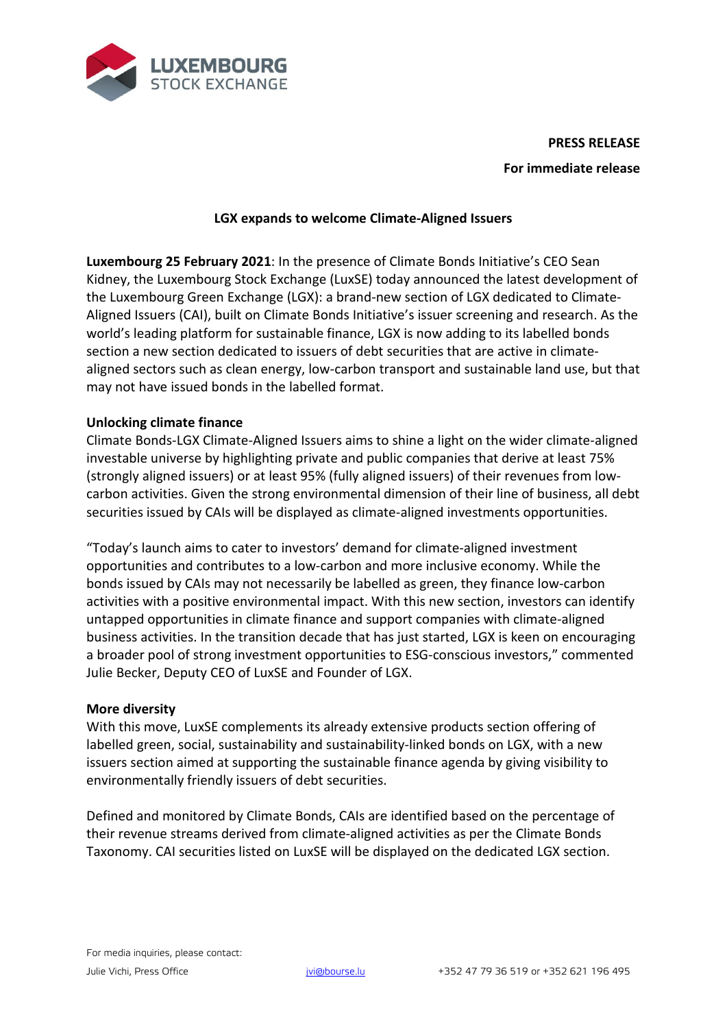**PRESS RELEASE**

**For immediate release**

## LGX expands to welcome Climate-Aligned Issuers

**Luxembourg 25 February 2021**: In the presence of Climate Bonds Initiative's CEO Sean Kidney, the Luxembourg Stock Exchange (LuxSE) today announced the latest development of the Luxembourg Green Exchange (LGX): a brand-new section of LGX dedicated to Climate-Aligned Issuers (CAI), built on Climate Bonds Initiative's issuer screening and research. As the world's leading platform for sustainable finance, LGX is now adding to its labelled bonds section a new section dedicated to issuers of debt securities that are active in climate-aligned sectors such as clean energy, low-carbon transport and sustainable land use, but that may not have issued bonds in the labelled format.

### Unlocking climate finance

Climate Bonds-LGX Climate-Aligned Issuers aims to shine a light on the wider climate-aligned investable universe by highlighting private and public companies that derive at least 75% (strongly aligned issuers) or at least 95% (fully aligned issuers) of their revenues from low-carbon activities. Given the strong environmental dimension of their line of business, all debt securities issued by CAIs will be displayed as climate-aligned investments opportunities.

"Today's launch aims to cater to investors' demand for climate-aligned investment opportunities and contributes to a low-carbon and more inclusive economy. While the bonds issued by CAIs may not necessarily be labelled as green, they finance low-carbon activities with a positive environmental impact. With this new section, investors can identify untapped opportunities in climate finance and support companies with climate-aligned business activities. In the transition decade that has just started, LGX is keen on encouraging a broader pool of strong investment opportunities to ESG-conscious investors," commented Julie Becker, Deputy CEO of LuxSE and Founder of LGX.

### More diversity

With this move, LuxSE complements its already extensive products section offering of labelled green, social, sustainability and sustainability-linked bonds on LGX, with a new issuers section aimed at supporting the sustainable finance agenda by giving visibility to environmentally friendly issuers of debt securities.

Defined and monitored by Climate Bonds, CAIs are identified based on the percentage of their revenue streams derived from climate-aligned activities as per the Climate Bonds Taxonomy. CAI securities listed on LuxSE will be displayed on the dedicated LGX section.

For media inquiries, please contact:

Julie Vichi, Press Office jvi@bourse.lu +352 47 79 36 519 or +352 621 196 495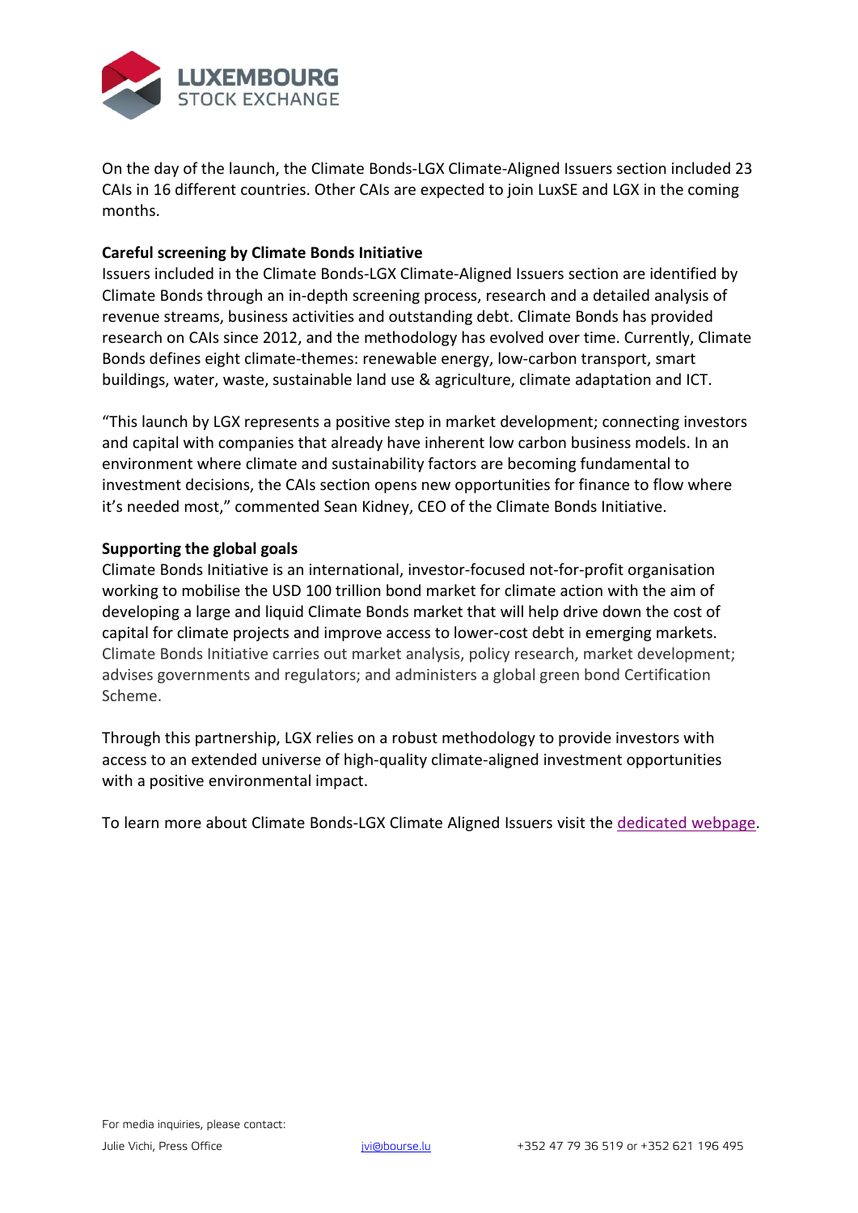On the day of the launch, the Climate Bonds-LGX Climate-Aligned Issuers section included 23 CAIs in 16 different countries. Other CAIs are expected to join LuxSE and LGX in the coming months.

**Careful screening by Climate Bonds Initiative**
Issuers included in the Climate Bonds-LGX Climate-Aligned Issuers section are identified by Climate Bonds through an in-depth screening process, research and a detailed analysis of revenue streams, business activities and outstanding debt. Climate Bonds has provided research on CAIs since 2012, and the methodology has evolved over time. Currently, Climate Bonds defines eight climate-themes: renewable energy, low-carbon transport, smart buildings, water, waste, sustainable land use & agriculture, climate adaptation and ICT.

"This launch by LGX represents a positive step in market development; connecting investors and capital with companies that already have inherent low carbon business models. In an environment where climate and sustainability factors are becoming fundamental to investment decisions, the CAIs section opens new opportunities for finance to flow where it's needed most," commented Sean Kidney, CEO of the Climate Bonds Initiative.

**Supporting the global goals**
Climate Bonds Initiative is an international, investor-focused not-for-profit organisation working to mobilise the USD 100 trillion bond market for climate action with the aim of developing a large and liquid Climate Bonds market that will help drive down the cost of capital for climate projects and improve access to lower-cost debt in emerging markets. Climate Bonds Initiative carries out market analysis, policy research, market development; advises governments and regulators; and administers a global green bond Certification Scheme.

Through this partnership, LGX relies on a robust methodology to provide investors with access to an extended universe of high-quality climate-aligned investment opportunities with a positive environmental impact.

To learn more about Climate Bonds-LGX Climate Aligned Issuers visit the dedicated webpage.

For media inquiries, please contact:
Julie Vichi, Press Office jvi@bourse.lu +352 47 79 36 519 or +352 621 196 495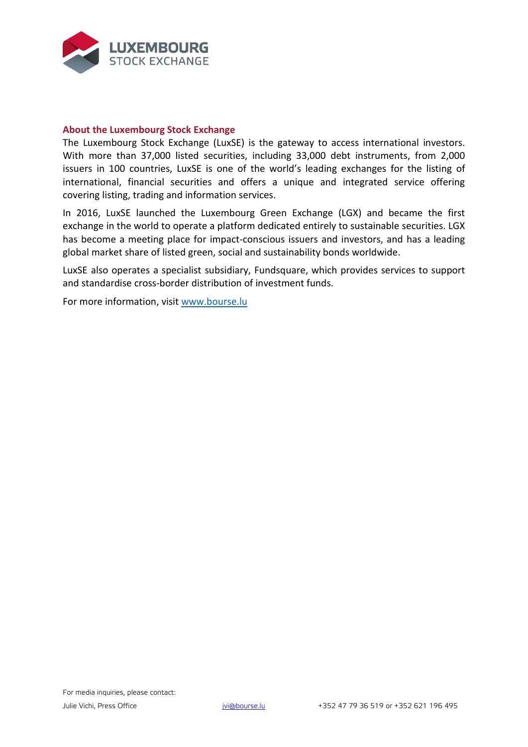### About the Luxembourg Stock Exchange

The Luxembourg Stock Exchange (LuxSE) is the gateway to access international investors. With more than 37,000 listed securities, including 33,000 debt instruments, from 2,000 issuers in 100 countries, LuxSE is one of the world's leading exchanges for the listing of international, financial securities and offers a unique and integrated service offering covering listing, trading and information services.

In 2016, LuxSE launched the Luxembourg Green Exchange (LGX) and became the first exchange in the world to operate a platform dedicated entirely to sustainable securities. LGX has become a meeting place for impact-conscious issuers and investors, and has a leading global market share of listed green, social and sustainability bonds worldwide.

LuxSE also operates a specialist subsidiary, Fundsquare, which provides services to support and standardise cross-border distribution of investment funds.

For more information, visit [www.bourse.lu](http://www.bourse.lu)

For media inquiries, please contact:

Julie Vichi, Press Office [jvi@bourse.lu](mailto:jvi@bourse.lu) +352 47 79 36 519 or +352 621 196 495